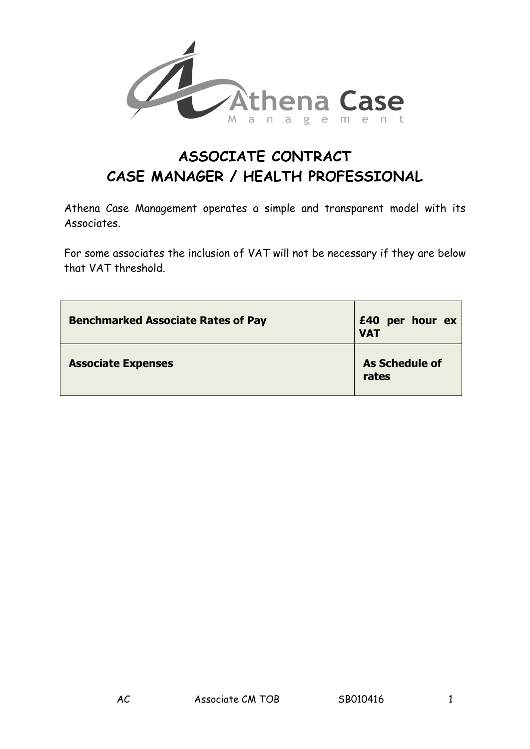# ASSOCIATE CONTRACT
# CASE MANAGER / HEALTH PROFESSIONAL

Athena Case Management operates a simple and transparent model with its Associates.

For some associates the inclusion of VAT will not be necessary if they are below that VAT threshold.

| **Benchmarked Associate Rates of Pay** | **£40 per hour ex VAT** |
|---|---|
| **Associate Expenses** | **As Schedule of rates** |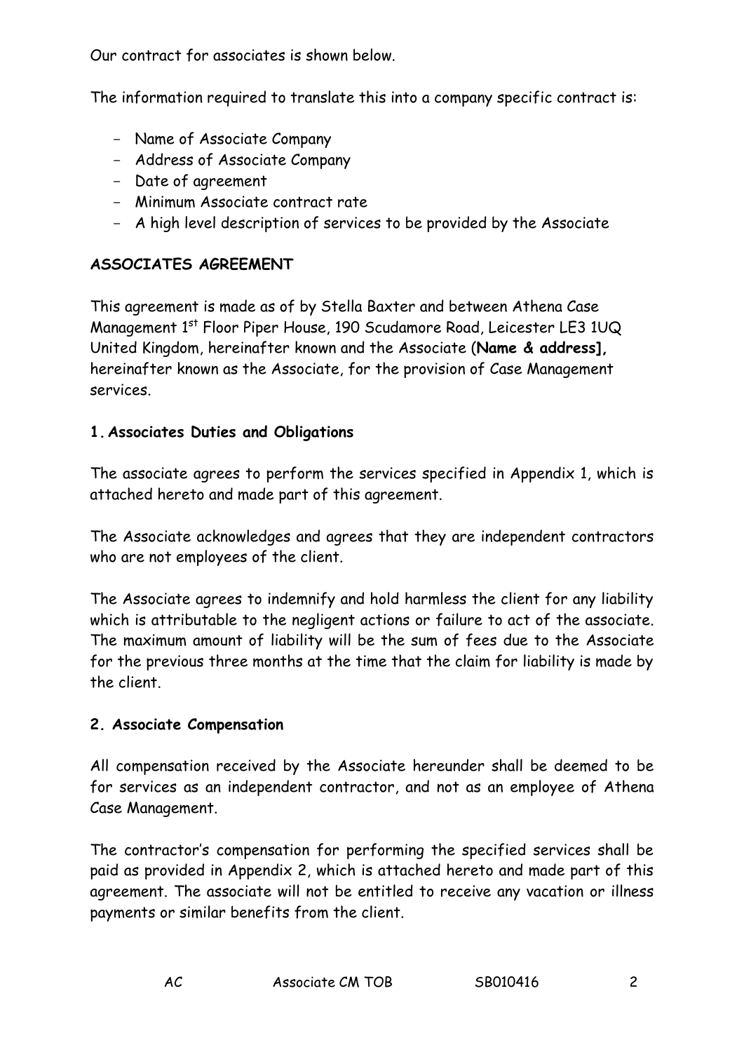Our contract for associates is shown below.

The information required to translate this into a company specific contract is:

- Name of Associate Company
- Address of Associate Company
- Date of agreement
- Minimum Associate contract rate
- A high level description of services to be provided by the Associate

**ASSOCIATES AGREEMENT**

This agreement is made as of by Stella Baxter and between Athena Case Management 1st Floor Piper House, 190 Scudamore Road, Leicester LE3 1UQ United Kingdom, hereinafter known and the Associate (**Name & address],** hereinafter known as the Associate, for the provision of Case Management services.

**1. Associates Duties and Obligations**

The associate agrees to perform the services specified in Appendix 1, which is attached hereto and made part of this agreement.

The Associate acknowledges and agrees that they are independent contractors who are not employees of the client.

The Associate agrees to indemnify and hold harmless the client for any liability which is attributable to the negligent actions or failure to act of the associate. The maximum amount of liability will be the sum of fees due to the Associate for the previous three months at the time that the claim for liability is made by the client.

**2. Associate Compensation**

All compensation received by the Associate hereunder shall be deemed to be for services as an independent contractor, and not as an employee of Athena Case Management.

The contractor's compensation for performing the specified services shall be paid as provided in Appendix 2, which is attached hereto and made part of this agreement. The associate will not be entitled to receive any vacation or illness payments or similar benefits from the client.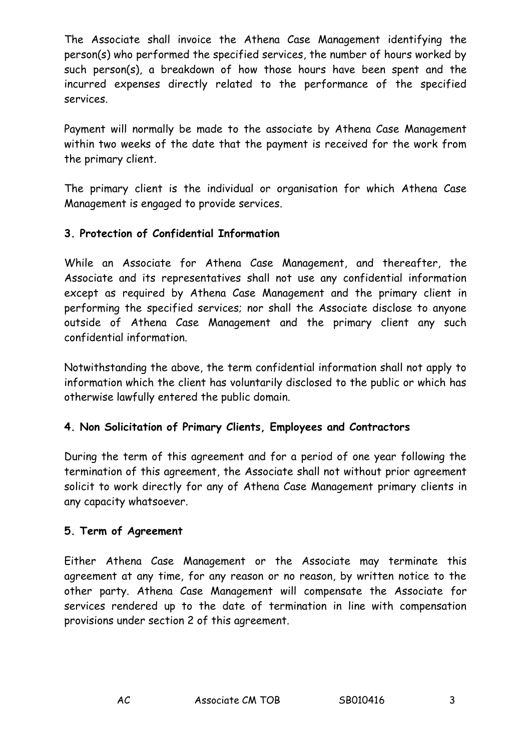The Associate shall invoice the Athena Case Management identifying the person(s) who performed the specified services, the number of hours worked by such person(s), a breakdown of how those hours have been spent and the incurred expenses directly related to the performance of the specified services.

Payment will normally be made to the associate by Athena Case Management within two weeks of the date that the payment is received for the work from the primary client.

The primary client is the individual or organisation for which Athena Case Management is engaged to provide services.

**3. Protection of Confidential Information**

While an Associate for Athena Case Management, and thereafter, the Associate and its representatives shall not use any confidential information except as required by Athena Case Management and the primary client in performing the specified services; nor shall the Associate disclose to anyone outside of Athena Case Management and the primary client any such confidential information.

Notwithstanding the above, the term confidential information shall not apply to information which the client has voluntarily disclosed to the public or which has otherwise lawfully entered the public domain.

**4. Non Solicitation of Primary Clients, Employees and Contractors**

During the term of this agreement and for a period of one year following the termination of this agreement, the Associate shall not without prior agreement solicit to work directly for any of Athena Case Management primary clients in any capacity whatsoever.

**5. Term of Agreement**

Either Athena Case Management or the Associate may terminate this agreement at any time, for any reason or no reason, by written notice to the other party. Athena Case Management will compensate the Associate for services rendered up to the date of termination in line with compensation provisions under section 2 of this agreement.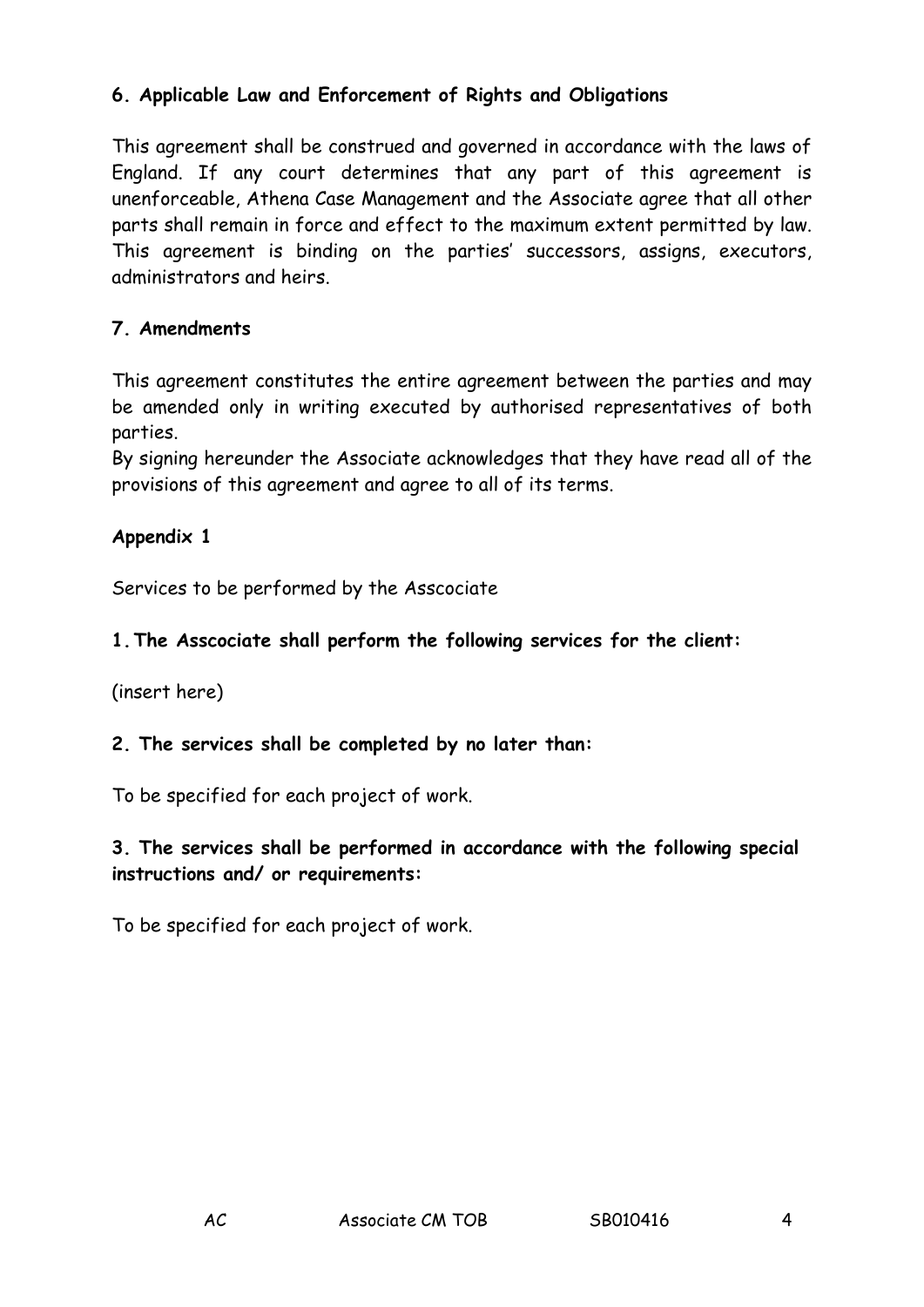**6. Applicable Law and Enforcement of Rights and Obligations**

This agreement shall be construed and governed in accordance with the laws of England. If any court determines that any part of this agreement is unenforceable, Athena Case Management and the Associate agree that all other parts shall remain in force and effect to the maximum extent permitted by law. This agreement is binding on the parties' successors, assigns, executors, administrators and heirs.

**7. Amendments**

This agreement constitutes the entire agreement between the parties and may be amended only in writing executed by authorised representatives of both parties.
By signing hereunder the Associate acknowledges that they have read all of the provisions of this agreement and agree to all of its terms.

**Appendix 1**

Services to be performed by the Asscociate

**1. The Asscociate shall perform the following services for the client:**

(insert here)

**2. The services shall be completed by no later than:**

To be specified for each project of work.

**3. The services shall be performed in accordance with the following special instructions and/ or requirements:**

To be specified for each project of work.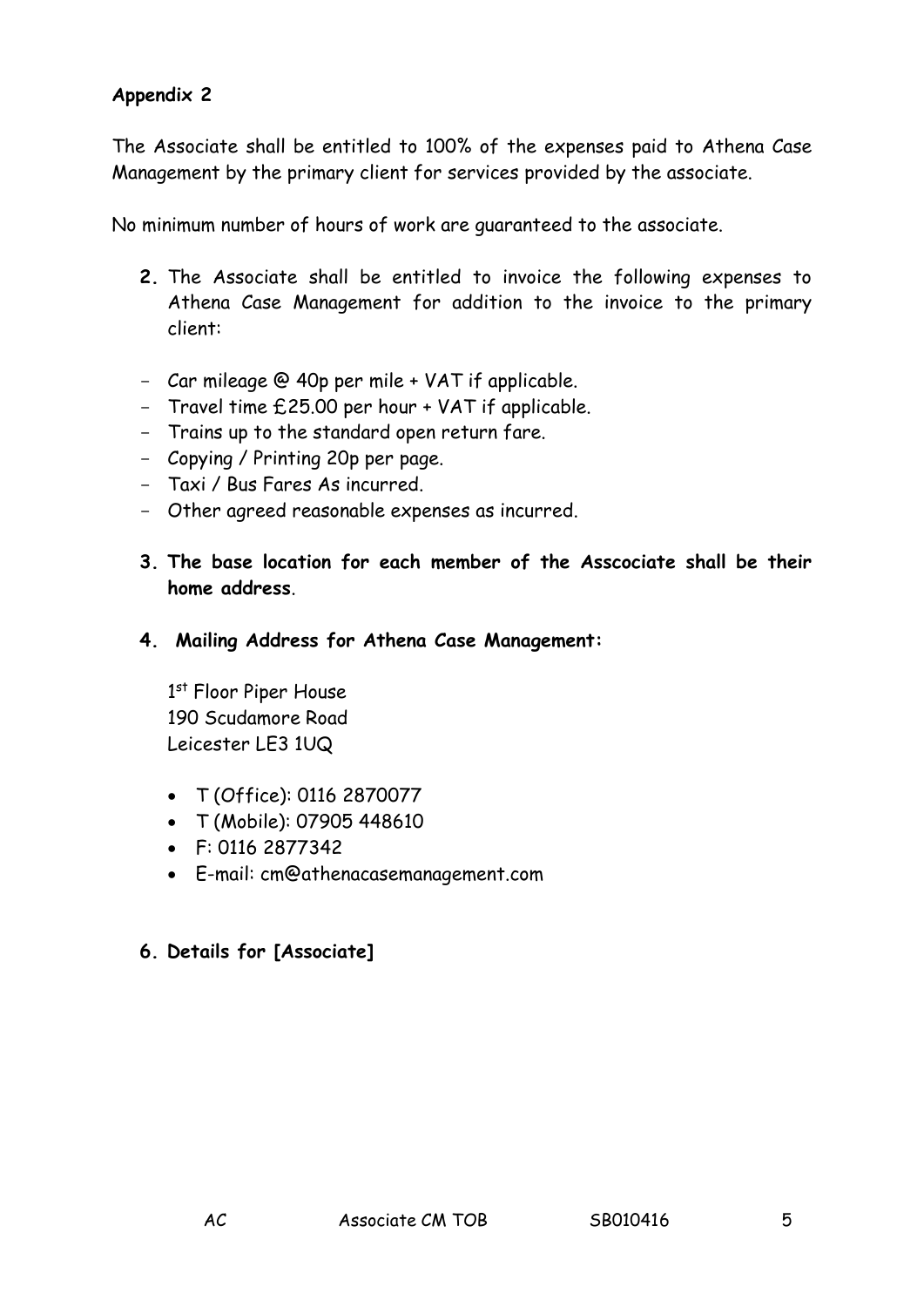**Appendix 2**

The Associate shall be entitled to 100% of the expenses paid to Athena Case Management by the primary client for services provided by the associate.

No minimum number of hours of work are guaranteed to the associate.

**2.** The Associate shall be entitled to invoice the following expenses to Athena Case Management for addition to the invoice to the primary client:

- Car mileage @ 40p per mile + VAT if applicable.
- Travel time £25.00 per hour + VAT if applicable.
- Trains up to the standard open return fare.
- Copying / Printing 20p per page.
- Taxi / Bus Fares As incurred.
- Other agreed reasonable expenses as incurred.

**3. The base location for each member of the Asscociate shall be their home address**.

**4. Mailing Address for Athena Case Management:**

1st Floor Piper House
190 Scudamore Road
Leicester LE3 1UQ

- T (Office): 0116 2870077
- T (Mobile): 07905 448610
- F: 0116 2877342
- E-mail: cm@athenacasemanagement.com

**6. Details for [Associate]**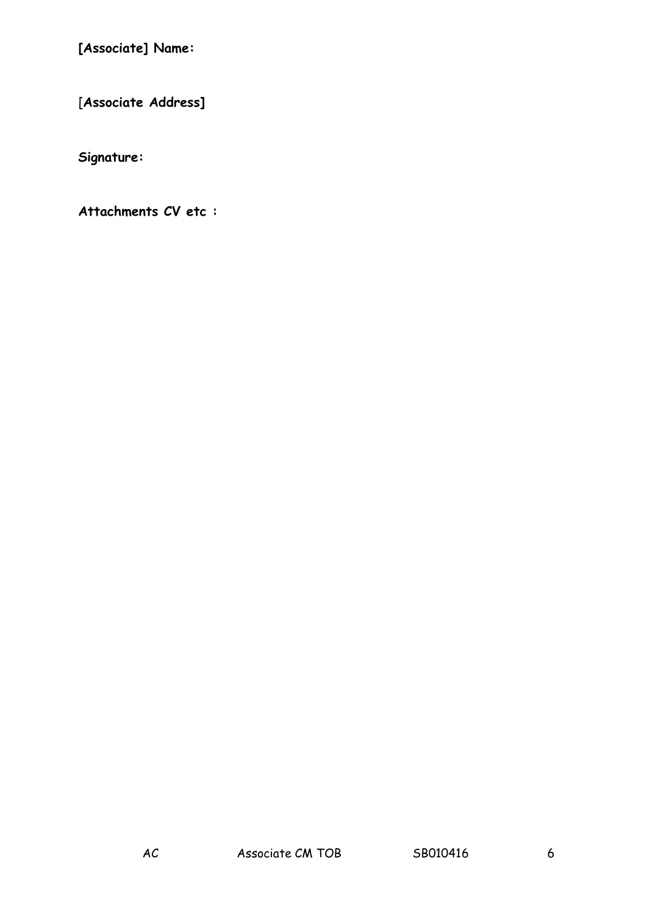**[Associate] Name:**

[**Associate Address]**

**Signature:**

**Attachments CV etc :**